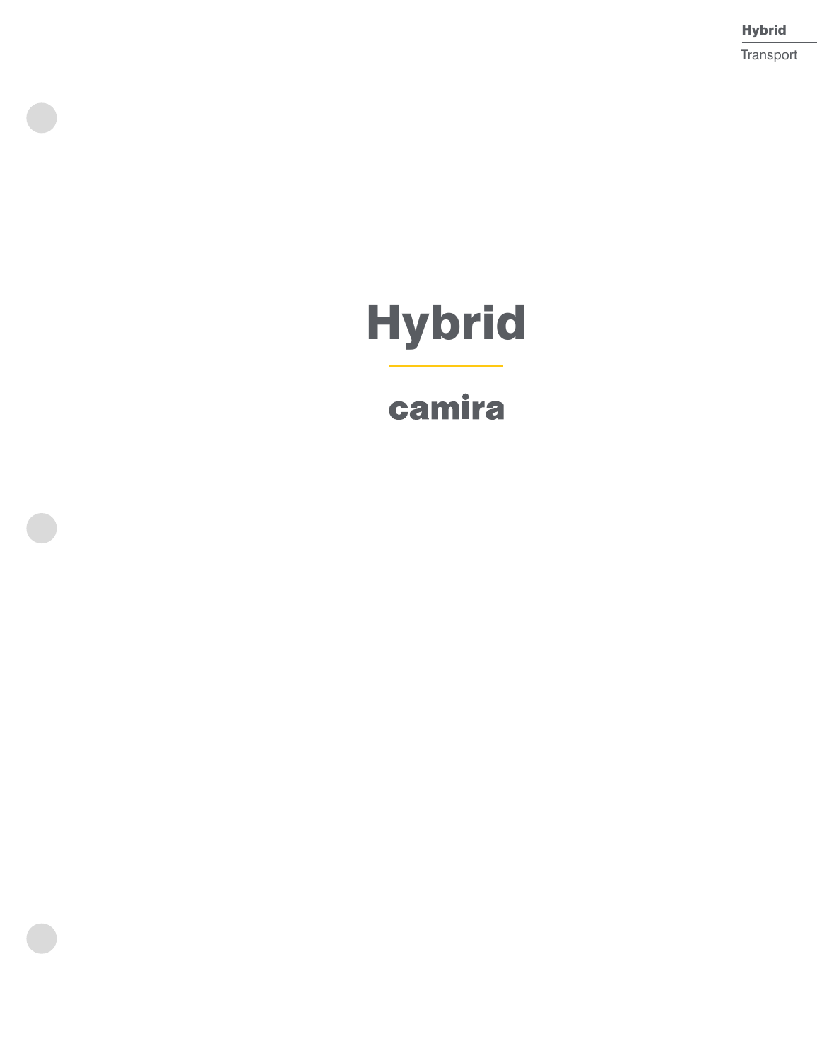# Hybrid

camira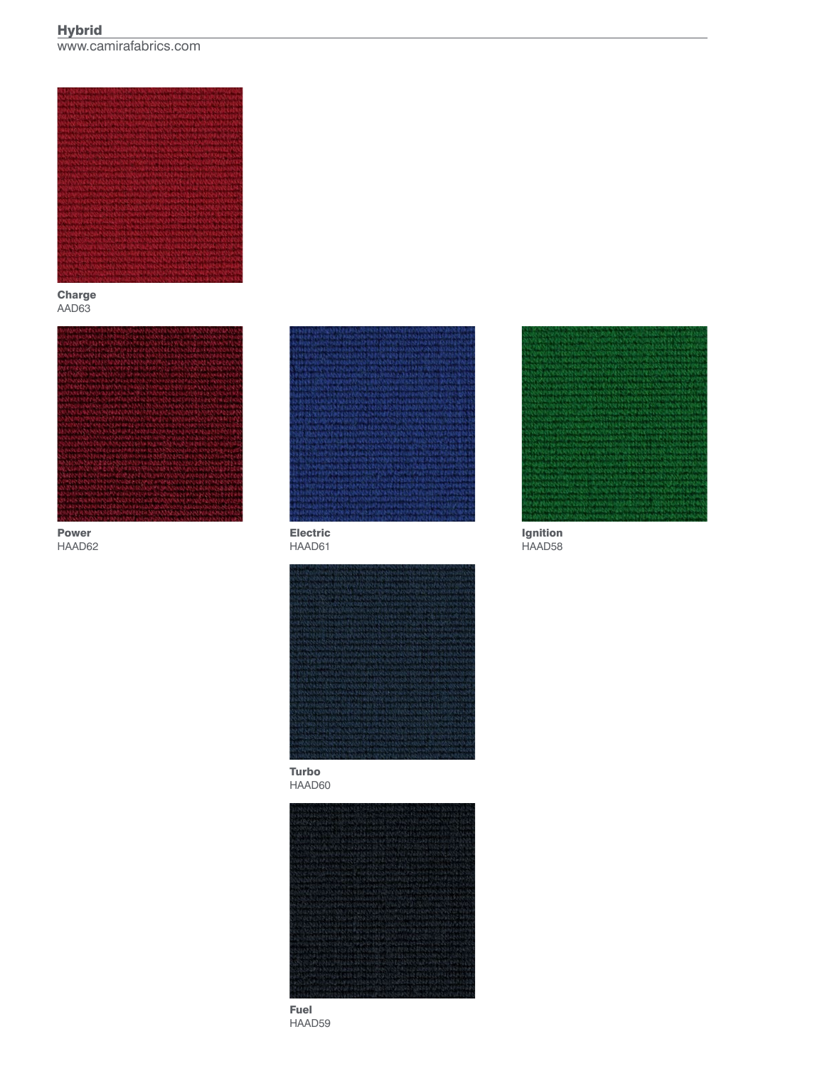**Charge**
AAD63

**Power**
HAAD62

**Electric**
HAAD61

**Ignition**
HAAD58

**Turbo**
HAAD60

**Fuel**
HAAD59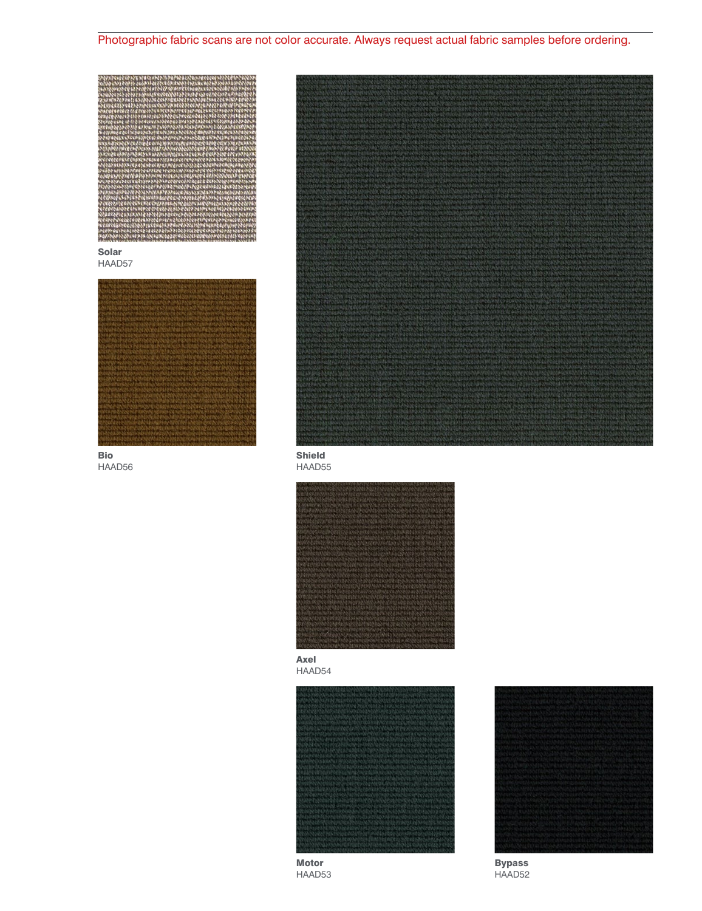Photographic fabric scans are not color accurate. Always request actual fabric samples before ordering.

**Solar**
HAAD57

**Bio**
HAAD56

**Shield**
HAAD55

**Axel**
HAAD54

**Motor**
HAAD53

**Bypass**
HAAD52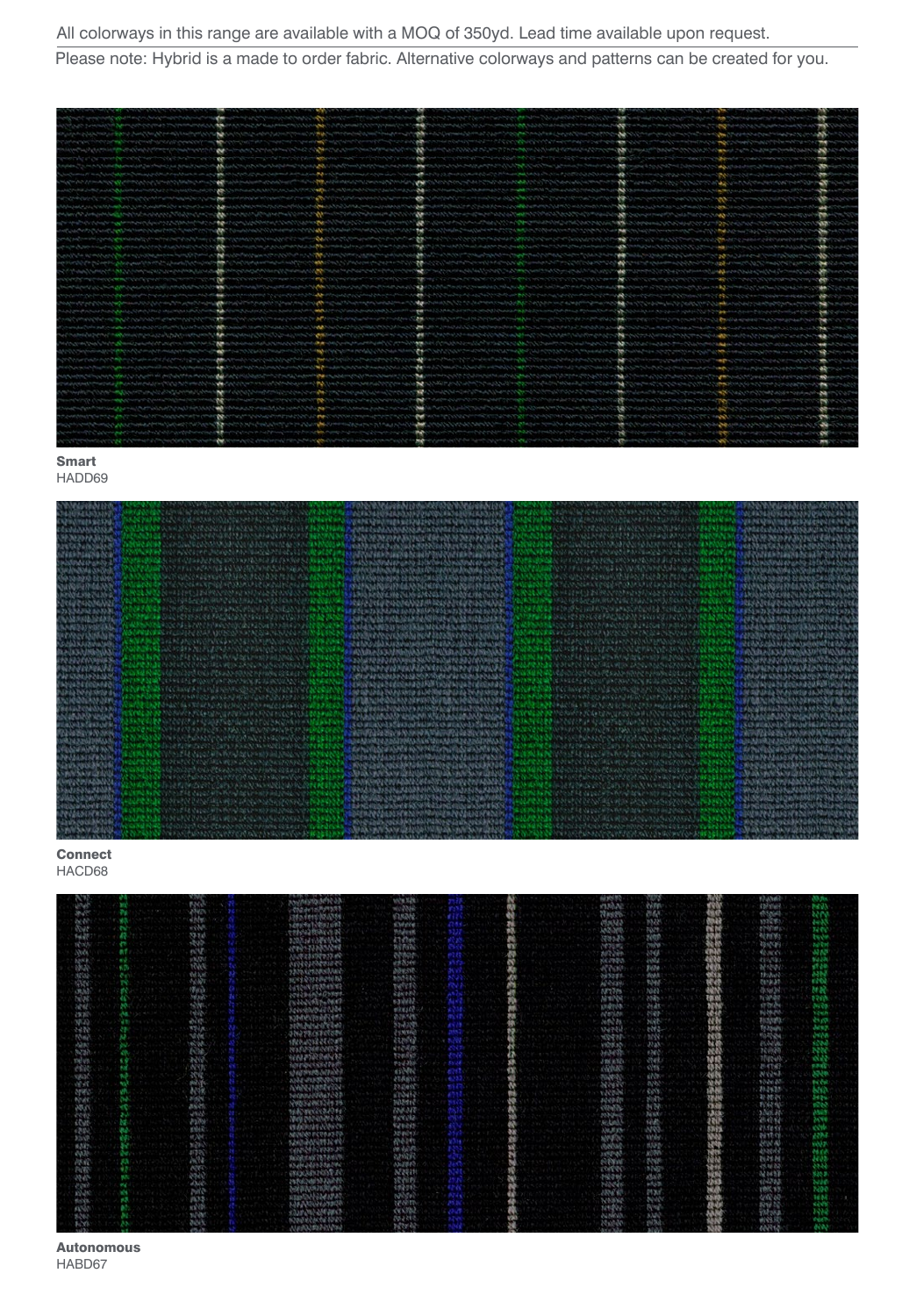All colorways in this range are available with a MOQ of 350yd. Lead time available upon request.

Please note: Hybrid is a made to order fabric. Alternative colorways and patterns can be created for you.

**Smart**
HADD69

**Connect**
HACD68

**Autonomous**
HABD67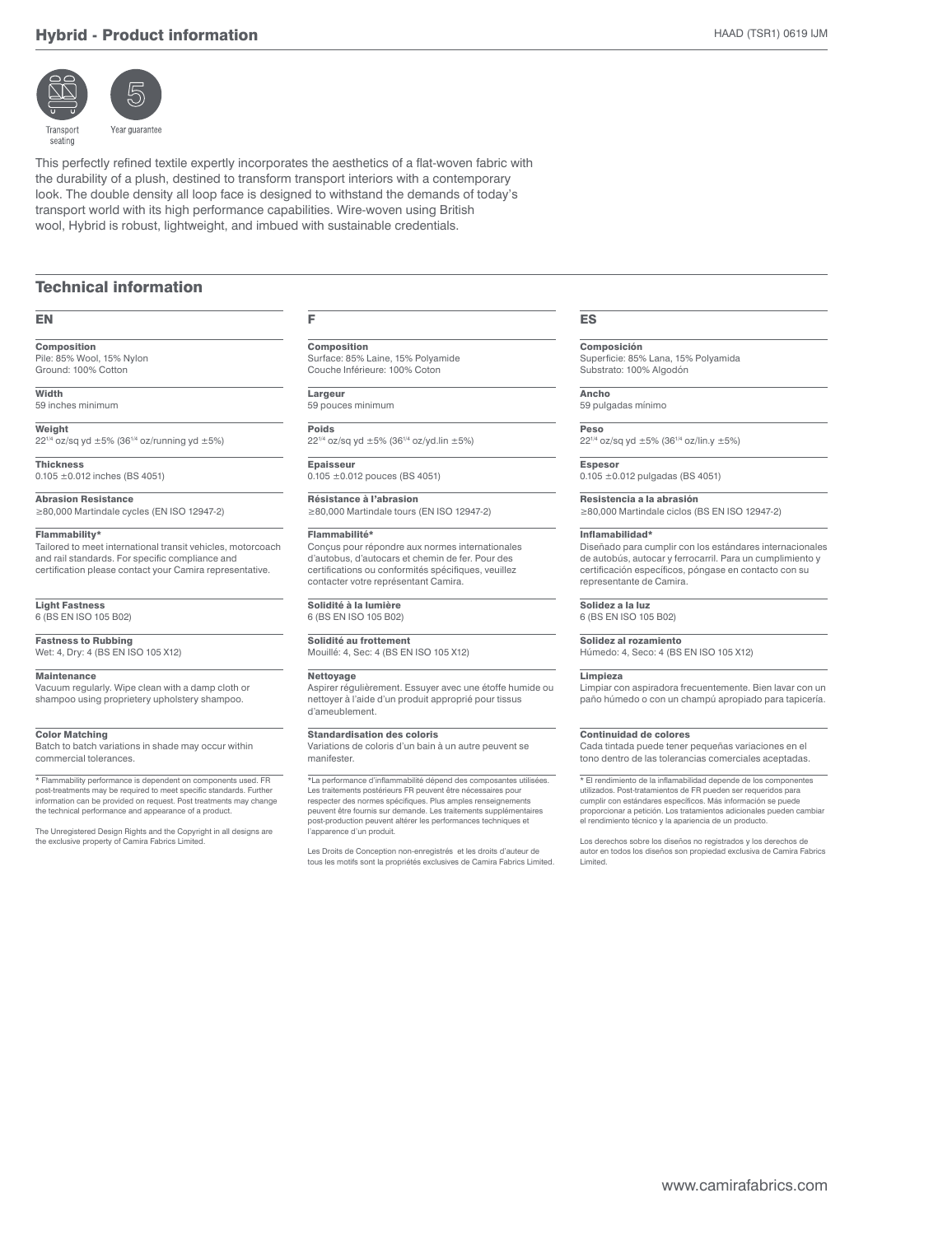# Hybrid - Product information

Transport seating

5 Year guarantee

This perfectly refined textile expertly incorporates the aesthetics of a flat-woven fabric with the durability of a plush, destined to transform transport interiors with a contemporary look. The double density all loop face is designed to withstand the demands of today's transport world with its high performance capabilities. Wire-woven using British wool, Hybrid is robust, lightweight, and imbued with sustainable credentials.

## Technical information

### EN

**Composition**
Pile: 85% Wool, 15% Nylon
Ground: 100% Cotton

**Width**
59 inches minimum

**Weight**
$22^{1/4}$ oz/sq yd ±5% ($36^{1/4}$ oz/running yd ±5%)

**Thickness**
0.105 ±0.012 inches (BS 4051)

**Abrasion Resistance**
≥80,000 Martindale cycles (EN ISO 12947-2)

**Flammability***
Tailored to meet international transit vehicles, motorcoach and rail standards. For specific compliance and certification please contact your Camira representative.

**Light Fastness**
6 (BS EN ISO 105 B02)

**Fastness to Rubbing**
Wet: 4, Dry: 4 (BS EN ISO 105 X12)

**Maintenance**
Vacuum regularly. Wipe clean with a damp cloth or shampoo using proprietery upholstery shampoo.

**Color Matching**
Batch to batch variations in shade may occur within commercial tolerances.

* Flammability performance is dependent on components used. FR post-treatments may be required to meet specific standards. Further information can be provided on request. Post treatments may change the technical performance and appearance of a product.

The Unregistered Design Rights and the Copyright in all designs are the exclusive property of Camira Fabrics Limited.

### F

**Composition**
Surface: 85% Laine, 15% Polyamide
Couche Inférieure: 100% Coton

**Largeur**
59 pouces minimum

**Poids**
$22^{1/4}$ oz/sq yd ±5% ($36^{1/4}$ oz/yd.lin ±5%)

**Epaisseur**
0.105 ±0.012 pouces (BS 4051)

**Résistance à l'abrasion**
≥80,000 Martindale tours (EN ISO 12947-2)

**Flammabilité***
Conçus pour répondre aux normes internationales d'autobus, d'autocars et chemin de fer. Pour des certifications ou conformités spécifiques, veuillez contacter votre représentant Camira.

**Solidité à la lumière**
6 (BS EN ISO 105 B02)

**Solidité au frottement**
Mouillé: 4, Sec: 4 (BS EN ISO 105 X12)

**Nettoyage**
Aspirer régulièrement. Essuyer avec une étoffe humide ou nettoyer à l'aide d'un produit approprié pour tissus d'ameublement.

**Standardisation des coloris**
Variations de coloris d'un bain à un autre peuvent se manifester.

*La performance d'inflammabilité dépend des composantes utilisées. Les traitements postérieurs FR peuvent être nécessaires pour respecter des normes spécifiques. Plus amples renseignements peuvent être fournis sur demande. Les traitements supplémentaires post-production peuvent altérer les performances techniques et l'apparence d'un produit.

Les Droits de Conception non-enregistrés et les droits d'auteur de tous les motifs sont la propriétés exclusives de Camira Fabrics Limited.

### ES

**Composición**
Superficie: 85% Lana, 15% Polyamida
Substrato: 100% Algodón

**Ancho**
59 pulgadas mínimo

**Peso**
$22^{1/4}$ oz/sq yd ±5% ($36^{1/4}$ oz/lin.y ±5%)

**Espesor**
0.105 ±0.012 pulgadas (BS 4051)

**Resistencia a la abrasión**
≥80,000 Martindale ciclos (BS EN ISO 12947-2)

**Inflamabilidad***
Diseñado para cumplir con los estándares internacionales de autobús, autocar y ferrocarril. Para un cumplimiento y certificación específicos, póngase en contacto con su representante de Camira.

**Solidez a la luz**
6 (BS EN ISO 105 B02)

**Solidez al rozamiento**
Húmedo: 4, Seco: 4 (BS EN ISO 105 X12)

**Limpieza**
Limpiar con aspiradora frecuentemente. Bien lavar con un paño húmedo o con un champú apropiado para tapicería.

**Continuidad de colores**
Cada tintada puede tener pequeñas variaciones en el tono dentro de las tolerancias comerciales aceptadas.

* El rendimiento de la inflamabilidad depende de los componentes utilizados. Post-tratamientos de FR pueden ser requeridos para cumplir con estándares específicos. Más información se puede proporcionar a petición. Los tratamientos adicionales pueden cambiar el rendimiento técnico y la apariencia de un producto.

Los derechos sobre los diseños no registrados y los derechos de autor en todos los diseños son propiedad exclusiva de Camira Fabrics Limited.

www.camirafabrics.com